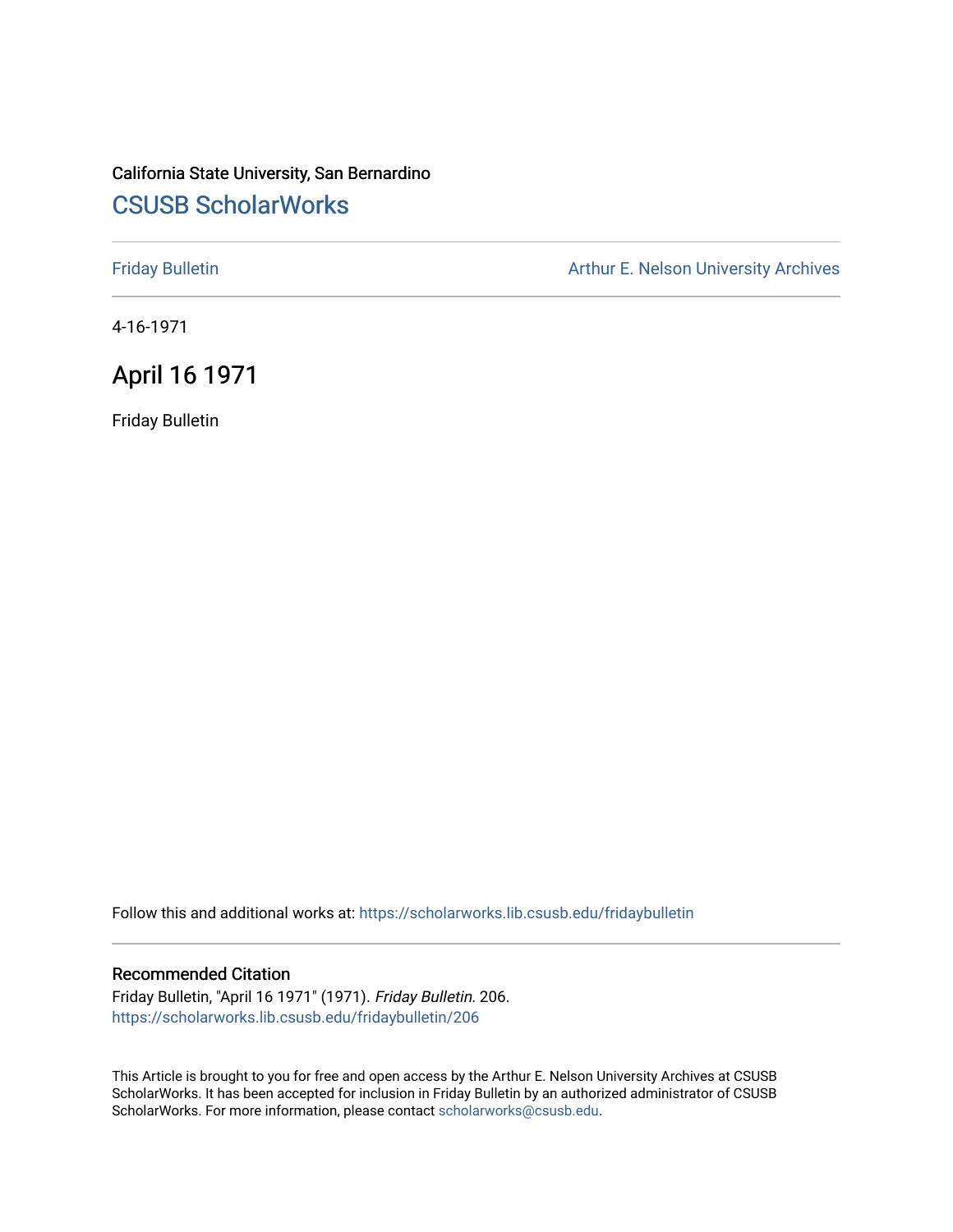California State University, San Bernardino

## CSUSB ScholarWorks

Friday Bulletin

Arthur E. Nelson University Archives

4-16-1971

# April 16 1971

Friday Bulletin

Follow this and additional works at: https://scholarworks.lib.csusb.edu/fridaybulletin

### Recommended Citation

Friday Bulletin, "April 16 1971" (1971). *Friday Bulletin*. 206.
https://scholarworks.lib.csusb.edu/fridaybulletin/206

This Article is brought to you for free and open access by the Arthur E. Nelson University Archives at CSUSB ScholarWorks. It has been accepted for inclusion in Friday Bulletin by an authorized administrator of CSUSB ScholarWorks. For more information, please contact scholarworks@csusb.edu.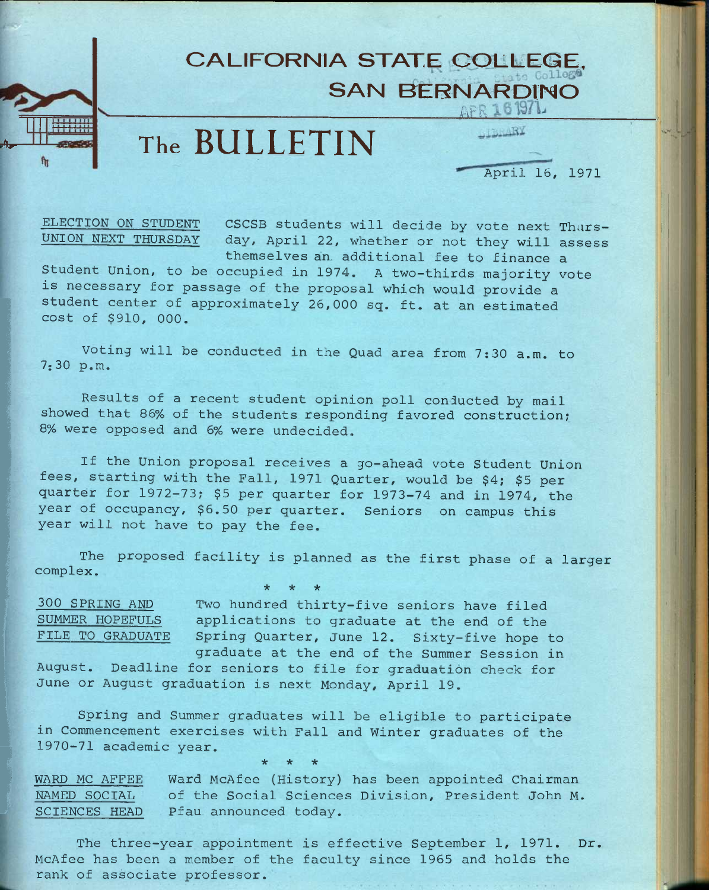# CALIFORNIA STATE COLLEGE, SAN BERNARDINO

# The BULLETIN

April 16, 1971

**ELECTION ON STUDENT UNION NEXT THURSDAY**

CSCSB students will decide by vote next Thursday, April 22, whether or not they will assess themselves an additional fee to finance a Student Union, to be occupied in 1974. A two-thirds majority vote is necessary for passage of the proposal which would provide a student center of approximately 26,000 sq. ft. at an estimated cost of $910, 000.

Voting will be conducted in the Quad area from 7:30 a.m. to 7:30 p.m.

Results of a recent student opinion poll conducted by mail showed that 86% of the students responding favored construction; 8% were opposed and 6% were undecided.

If the Union proposal receives a go-ahead vote Student Union fees, starting with the Fall, 1971 Quarter, would be $4; $5 per quarter for 1972-73; $5 per quarter for 1973-74 and in 1974, the year of occupancy, $6.50 per quarter. Seniors on campus this year will not have to pay the fee.

The proposed facility is planned as the first phase of a larger complex.

\* \* \*

**300 SPRING AND SUMMER HOPEFULS FILE TO GRADUATE**

Two hundred thirty-five seniors have filed applications to graduate at the end of the Spring Quarter, June 12. Sixty-five hope to graduate at the end of the Summer Session in August. Deadline for seniors to file for graduation check for June or August graduation is next Monday, April 19.

Spring and Summer graduates will be eligible to participate in Commencement exercises with Fall and Winter graduates of the 1970-71 academic year.

\* \* \*

**WARD MC AFFEE NAMED SOCIAL SCIENCES HEAD**

Ward McAfee (History) has been appointed Chairman of the Social Sciences Division, President John M. Pfau announced today.

The three-year appointment is effective September 1, 1971. Dr. McAfee has been a member of the faculty since 1965 and holds the rank of associate professor.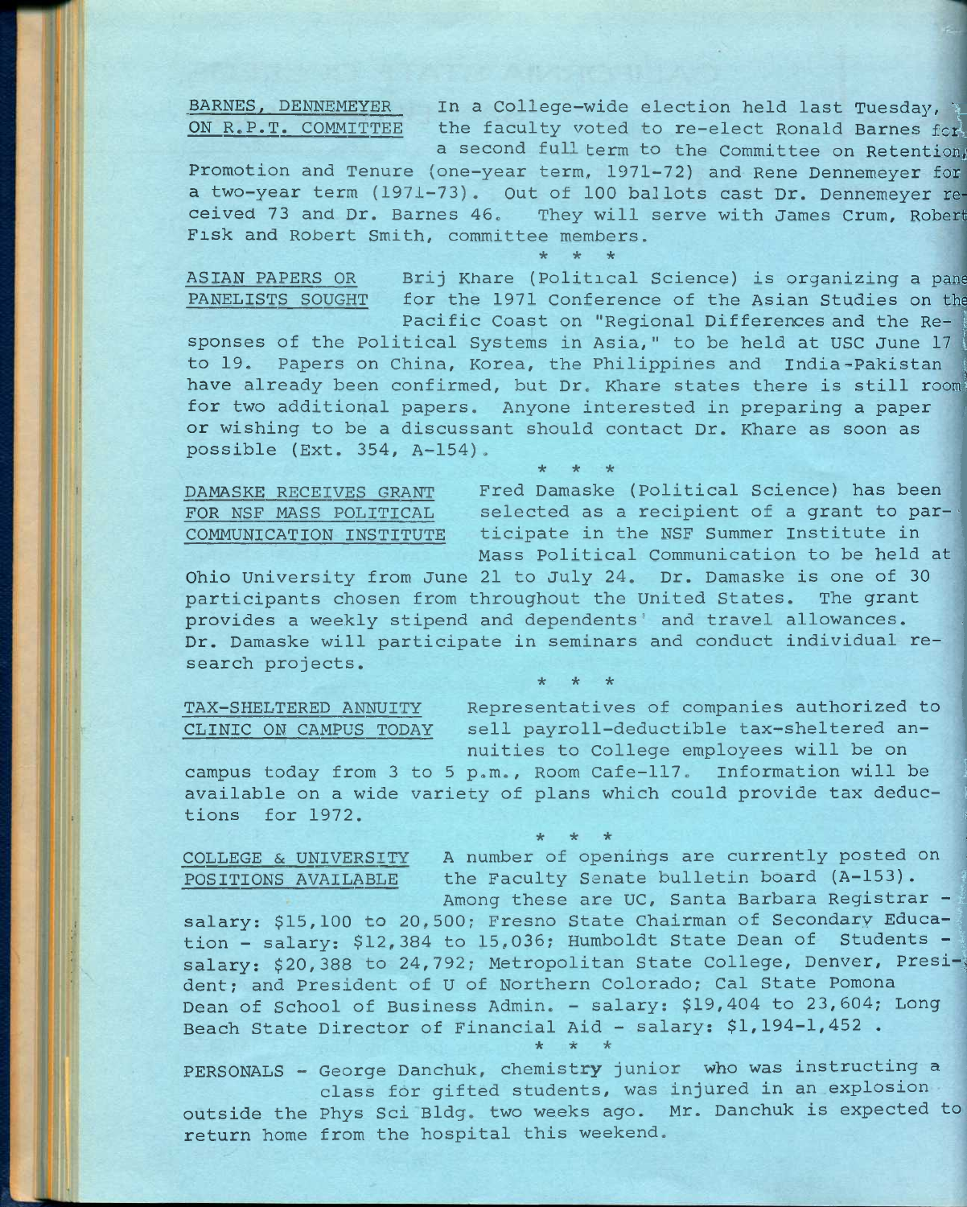BARNES, DENNEMEYER ON R.P.T. COMMITTEE

In a College-wide election held last Tuesday, the faculty voted to re-elect Ronald Barnes for a second full term to the Committee on Retention, Promotion and Tenure (one-year term, 1971-72) and Rene Dennemeyer for a two-year term (1971-73). Out of 100 ballots cast Dr. Dennemeyer received 73 and Dr. Barnes 46. They will serve with James Crum, Robert Fisk and Robert Smith, committee members.

\* \* \*

ASIAN PAPERS OR PANELISTS SOUGHT

Brij Khare (Political Science) is organizing a panel for the 1971 Conference of the Asian Studies on the Pacific Coast on "Regional Differences and the Responses of the Political Systems in Asia," to be held at USC June 17 to 19. Papers on China, Korea, the Philippines and India-Pakistan have already been confirmed, but Dr. Khare states there is still room for two additional papers. Anyone interested in preparing a paper or wishing to be a discussant should contact Dr. Khare as soon as possible (Ext. 354, A-154).

\* \* \*

DAMASKE RECEIVES GRANT FOR NSF MASS POLITICAL COMMUNICATION INSTITUTE

Fred Damaske (Political Science) has been selected as a recipient of a grant to participate in the NSF Summer Institute in Mass Political Communication to be held at Ohio University from June 21 to July 24. Dr. Damaske is one of 30 participants chosen from throughout the United States. The grant provides a weekly stipend and dependents' and travel allowances. Dr. Damaske will participate in seminars and conduct individual research projects.

\* \* \*

TAX-SHELTERED ANNUITY CLINIC ON CAMPUS TODAY

Representatives of companies authorized to sell payroll-deductible tax-sheltered annuities to College employees will be on campus today from 3 to 5 p.m., Room Cafe-117. Information will be available on a wide variety of plans which could provide tax deductions for 1972.

\* \* \*

COLLEGE & UNIVERSITY POSITIONS AVAILABLE

A number of openings are currently posted on the Faculty Senate bulletin board (A-153). Among these are UC, Santa Barbara Registrar - salary: $15,100 to 20,500; Fresno State Chairman of Secondary Education - salary: $12,384 to 15,036; Humboldt State Dean of Students - salary: $20,388 to 24,792; Metropolitan State College, Denver, President; and President of U of Northern Colorado; Cal State Pomona Dean of School of Business Admin. - salary: $19,404 to 23,604; Long Beach State Director of Financial Aid - salary: $1,194-1,452 .

\* \* \*

PERSONALS - George Danchuk, chemistry junior who was instructing a class for gifted students, was injured in an explosion outside the Phys Sci Bldg. two weeks ago. Mr. Danchuk is expected to return home from the hospital this weekend.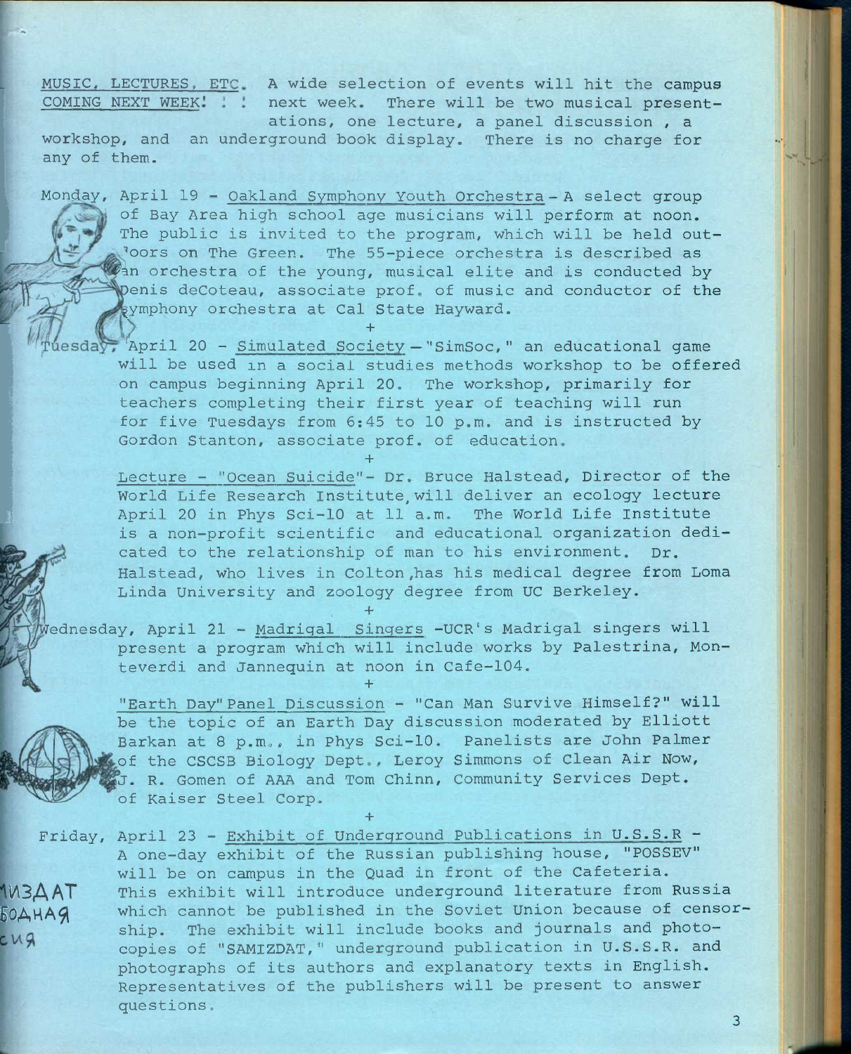MUSIC, LECTURES, ETC. COMING NEXT WEEK! : : A wide selection of events will hit the campus next week. There will be two musical presentations, one lecture, a panel discussion , a workshop, and an underground book display. There is no charge for any of them.

Monday, April 19 - Oakland Symphony Youth Orchestra - A select group of Bay Area high school age musicians will perform at noon. The public is invited to the program, which will be held outdoors on The Green. The 55-piece orchestra is described as an orchestra of the young, musical elite and is conducted by Denis deCoteau, associate prof. of music and conductor of the symphony orchestra at Cal State Hayward.

+

Tuesday, April 20 - Simulated Society - "SimSoc," an educational game will be used in a social studies methods workshop to be offered on campus beginning April 20. The workshop, primarily for teachers completing their first year of teaching will run for five Tuesdays from 6:45 to 10 p.m. and is instructed by Gordon Stanton, associate prof. of education.

+

Lecture - "Ocean Suicide"- Dr. Bruce Halstead, Director of the World Life Research Institute, will deliver an ecology lecture April 20 in Phys Sci-10 at 11 a.m. The World Life Institute is a non-profit scientific and educational organization dedicated to the relationship of man to his environment. Dr. Halstead, who lives in Colton, has his medical degree from Loma Linda University and zoology degree from UC Berkeley.

+

Wednesday, April 21 - Madrigal Singers -UCR's Madrigal singers will present a program which will include works by Palestrina, Monteverdi and Jannequin at noon in Cafe-104.

+

"Earth Day" Panel Discussion - "Can Man Survive Himself?" will be the topic of an Earth Day discussion moderated by Elliott Barkan at 8 p.m., in Phys Sci-10. Panelists are John Palmer of the CSCSB Biology Dept., Leroy Simmons of Clean Air Now, J. R. Gomen of AAA and Tom Chinn, Community Services Dept. of Kaiser Steel Corp.

+

Friday, April 23 - Exhibit of Underground Publications in U.S.S.R - A one-day exhibit of the Russian publishing house, "POSSEV" will be on campus in the Quad in front of the Cafeteria. This exhibit will introduce underground literature from Russia which cannot be published in the Soviet Union because of censorship. The exhibit will include books and journals and photocopies of "SAMIZDAT," underground publication in U.S.S.R. and photographs of its authors and explanatory texts in English. Representatives of the publishers will be present to answer questions.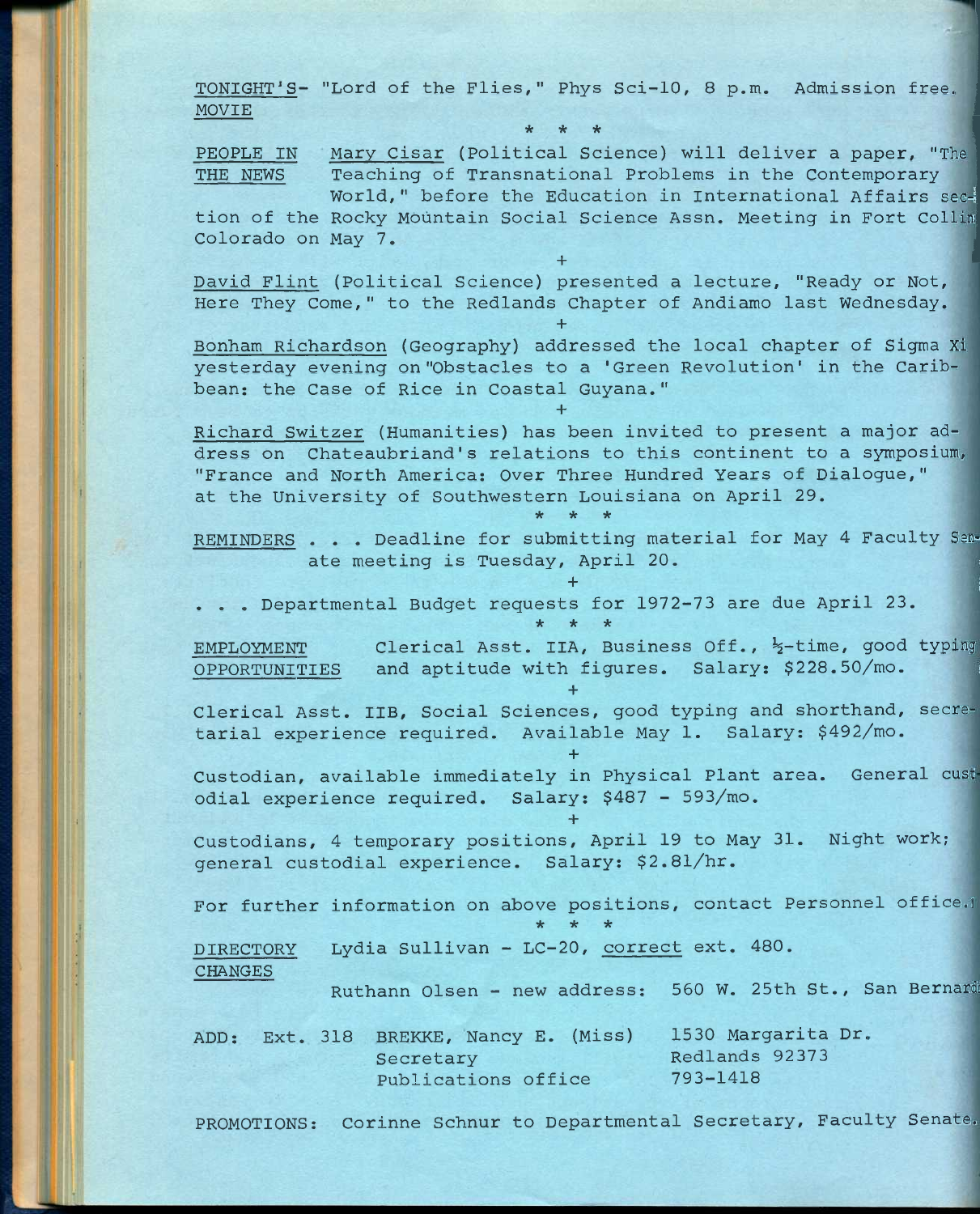**TONIGHT'S MOVIE** – "Lord of the Flies," Phys Sci-10, 8 p.m. Admission free.

\* \* \*

**PEOPLE IN THE NEWS** Mary Cisar (Political Science) will deliver a paper, "The Teaching of Transnational Problems in the Contemporary World," before the Education in International Affairs section of the Rocky Mountain Social Science Assn. Meeting in Fort Collins, Colorado on May 7.

+

David Flint (Political Science) presented a lecture, "Ready or Not, Here They Come," to the Redlands Chapter of Andiamo last Wednesday.

+

Bonham Richardson (Geography) addressed the local chapter of Sigma Xi yesterday evening on "Obstacles to a 'Green Revolution' in the Caribbean: the Case of Rice in Coastal Guyana."

+

Richard Switzer (Humanities) has been invited to present a major address on Chateaubriand's relations to this continent to a symposium, "France and North America: Over Three Hundred Years of Dialogue," at the University of Southwestern Louisiana on April 29.

\* \* \*

**REMINDERS** . . . Deadline for submitting material for May 4 Faculty Senate meeting is Tuesday, April 20.

+

. . . Departmental Budget requests for 1972-73 are due April 23.

\* \* \*

**EMPLOYMENT OPPORTUNITIES** Clerical Asst. IIA, Business Off., ½-time, good typing and aptitude with figures. Salary: $228.50/mo.

+

Clerical Asst. IIB, Social Sciences, good typing and shorthand, secretarial experience required. Available May 1. Salary: $492/mo.

+

Custodian, available immediately in Physical Plant area. General custodial experience required. Salary: $487 - 593/mo.

+

Custodians, 4 temporary positions, April 19 to May 31. Night work; general custodial experience. Salary: $2.81/hr.

For further information on above positions, contact Personnel office.

\* \* \*

**DIRECTORY CHANGES** Lydia Sullivan - LC-20, correct ext. 480.

Ruthann Olsen - new address: 560 W. 25th St., San Bernardino

ADD: Ext. 318 BREKKE, Nancy E. (Miss) Secretary Publications office — 1530 Margarita Dr. Redlands 92373 793-1418

PROMOTIONS: Corinne Schnur to Departmental Secretary, Faculty Senate.